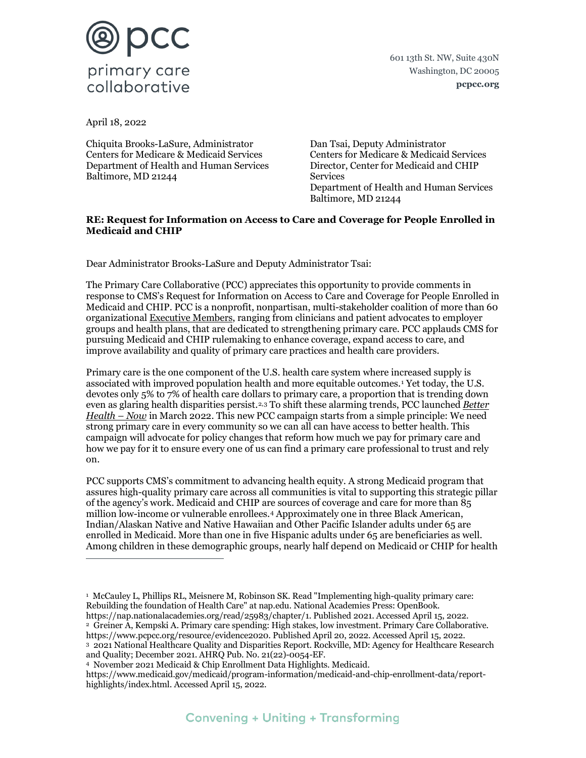601 13th St. NW, Suite 430N
Washington, DC 20005
**pcpcc.org**

April 18, 2022

Chiquita Brooks-LaSure, Administrator
Centers for Medicare & Medicaid Services
Department of Health and Human Services
Baltimore, MD 21244

Dan Tsai, Deputy Administrator
Centers for Medicare & Medicaid Services
Director, Center for Medicaid and CHIP Services
Department of Health and Human Services
Baltimore, MD 21244

**RE: Request for Information on Access to Care and Coverage for People Enrolled in Medicaid and CHIP**

Dear Administrator Brooks-LaSure and Deputy Administrator Tsai:

The Primary Care Collaborative (PCC) appreciates this opportunity to provide comments in response to CMS's Request for Information on Access to Care and Coverage for People Enrolled in Medicaid and CHIP. PCC is a nonprofit, nonpartisan, multi-stakeholder coalition of more than 60 organizational Executive Members, ranging from clinicians and patient advocates to employer groups and health plans, that are dedicated to strengthening primary care. PCC applauds CMS for pursuing Medicaid and CHIP rulemaking to enhance coverage, expand access to care, and improve availability and quality of primary care practices and health care providers.

Primary care is the one component of the U.S. health care system where increased supply is associated with improved population health and more equitable outcomes.[1] Yet today, the U.S. devotes only 5% to 7% of health care dollars to primary care, a proportion that is trending down even as glaring health disparities persist.[2,3] To shift these alarming trends, PCC launched *Better Health – Now* in March 2022. This new PCC campaign starts from a simple principle: We need strong primary care in every community so we can all can have access to better health. This campaign will advocate for policy changes that reform how much we pay for primary care and how we pay for it to ensure every one of us can find a primary care professional to trust and rely on.

PCC supports CMS's commitment to advancing health equity. A strong Medicaid program that assures high-quality primary care across all communities is vital to supporting this strategic pillar of the agency's work. Medicaid and CHIP are sources of coverage and care for more than 85 million low-income or vulnerable enrollees.[4] Approximately one in three Black American, Indian/Alaskan Native and Native Hawaiian and Other Pacific Islander adults under 65 are enrolled in Medicaid. More than one in five Hispanic adults under 65 are beneficiaries as well. Among children in these demographic groups, nearly half depend on Medicaid or CHIP for health

---

[1] McCauley L, Phillips RL, Meisnere M, Robinson SK. Read "Implementing high-quality primary care: Rebuilding the foundation of Health Care" at nap.edu. National Academies Press: OpenBook. https://nap.nationalacademies.org/read/25983/chapter/1. Published 2021. Accessed April 15, 2022.

[2] Greiner A, Kempski A. Primary care spending: High stakes, low investment. Primary Care Collaborative. https://www.pcpcc.org/resource/evidence2020. Published April 20, 2022. Accessed April 15, 2022.

[3] 2021 National Healthcare Quality and Disparities Report. Rockville, MD: Agency for Healthcare Research and Quality; December 2021. AHRQ Pub. No. 21(22)-0054-EF.

[4] November 2021 Medicaid & Chip Enrollment Data Highlights. Medicaid. https://www.medicaid.gov/medicaid/program-information/medicaid-and-chip-enrollment-data/report-highlights/index.html. Accessed April 15, 2022.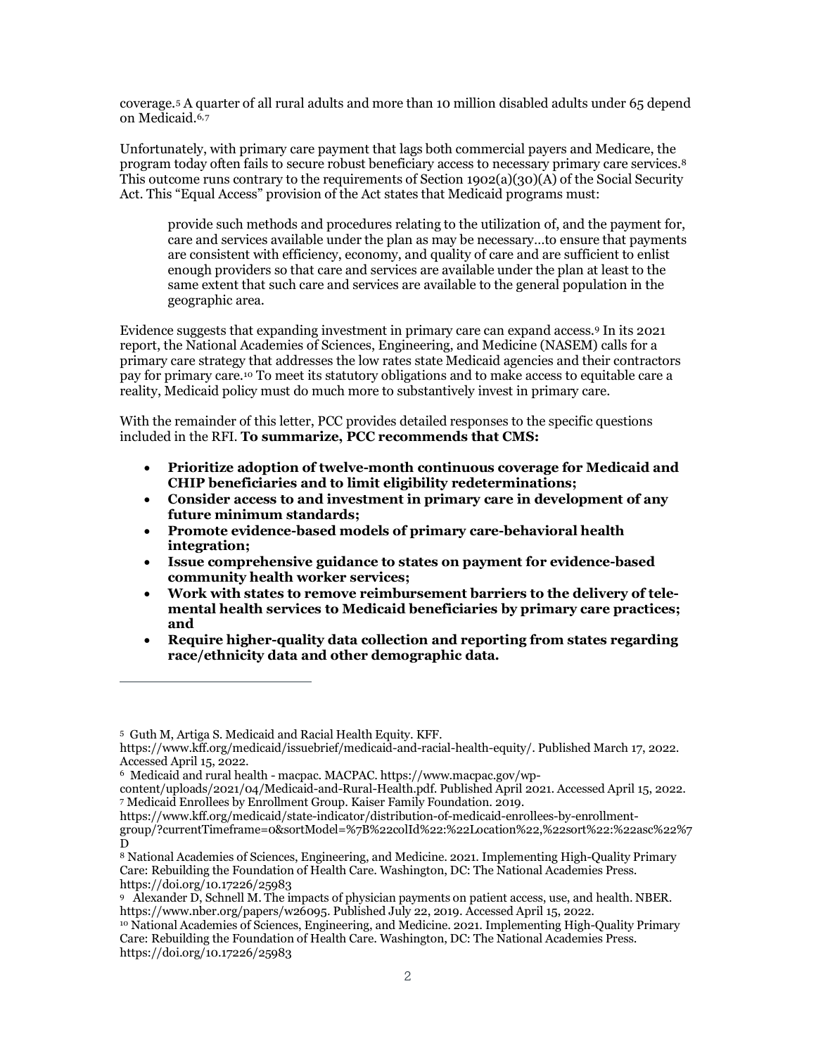coverage.[5] A quarter of all rural adults and more than 10 million disabled adults under 65 depend on Medicaid.[6,7]

Unfortunately, with primary care payment that lags both commercial payers and Medicare, the program today often fails to secure robust beneficiary access to necessary primary care services.[8] This outcome runs contrary to the requirements of Section 1902(a)(30)(A) of the Social Security Act. This "Equal Access" provision of the Act states that Medicaid programs must:

> provide such methods and procedures relating to the utilization of, and the payment for, care and services available under the plan as may be necessary…to ensure that payments are consistent with efficiency, economy, and quality of care and are sufficient to enlist enough providers so that care and services are available under the plan at least to the same extent that such care and services are available to the general population in the geographic area.

Evidence suggests that expanding investment in primary care can expand access.[9] In its 2021 report, the National Academies of Sciences, Engineering, and Medicine (NASEM) calls for a primary care strategy that addresses the low rates state Medicaid agencies and their contractors pay for primary care.[10] To meet its statutory obligations and to make access to equitable care a reality, Medicaid policy must do much more to substantively invest in primary care.

With the remainder of this letter, PCC provides detailed responses to the specific questions included in the RFI. **To summarize, PCC recommends that CMS:**

- **Prioritize adoption of twelve-month continuous coverage for Medicaid and CHIP beneficiaries and to limit eligibility redeterminations;**
- **Consider access to and investment in primary care in development of any future minimum standards;**
- **Promote evidence-based models of primary care-behavioral health integration;**
- **Issue comprehensive guidance to states on payment for evidence-based community health worker services;**
- **Work with states to remove reimbursement barriers to the delivery of tele-mental health services to Medicaid beneficiaries by primary care practices; and**
- **Require higher-quality data collection and reporting from states regarding race/ethnicity data and other demographic data.**

---

[5] Guth M, Artiga S. Medicaid and Racial Health Equity. KFF. https://www.kff.org/medicaid/issuebrief/medicaid-and-racial-health-equity/. Published March 17, 2022. Accessed April 15, 2022.

[6] Medicaid and rural health - macpac. MACPAC. https://www.macpac.gov/wp-content/uploads/2021/04/Medicaid-and-Rural-Health.pdf. Published April 2021. Accessed April 15, 2022.

[7] Medicaid Enrollees by Enrollment Group. Kaiser Family Foundation. 2019. https://www.kff.org/medicaid/state-indicator/distribution-of-medicaid-enrollees-by-enrollment-group/?currentTimeframe=0&sortModel=%7B%22colId%22:%22Location%22,%22sort%22:%22asc%22%7D

[8] National Academies of Sciences, Engineering, and Medicine. 2021. Implementing High-Quality Primary Care: Rebuilding the Foundation of Health Care. Washington, DC: The National Academies Press. https://doi.org/10.17226/25983

[9] Alexander D, Schnell M. The impacts of physician payments on patient access, use, and health. NBER. https://www.nber.org/papers/w26095. Published July 22, 2019. Accessed April 15, 2022.

[10] National Academies of Sciences, Engineering, and Medicine. 2021. Implementing High-Quality Primary Care: Rebuilding the Foundation of Health Care. Washington, DC: The National Academies Press. https://doi.org/10.17226/25983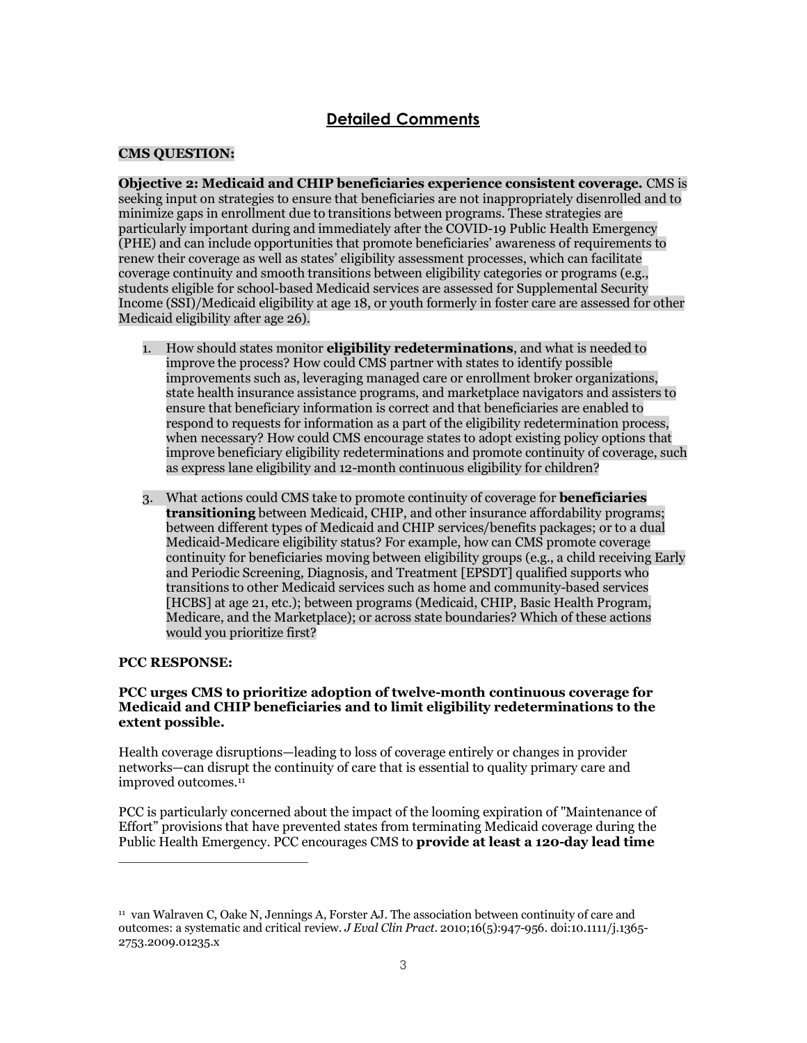## Detailed Comments

**CMS QUESTION:**

**Objective 2: Medicaid and CHIP beneficiaries experience consistent coverage.** CMS is seeking input on strategies to ensure that beneficiaries are not inappropriately disenrolled and to minimize gaps in enrollment due to transitions between programs. These strategies are particularly important during and immediately after the COVID-19 Public Health Emergency (PHE) and can include opportunities that promote beneficiaries' awareness of requirements to renew their coverage as well as states' eligibility assessment processes, which can facilitate coverage continuity and smooth transitions between eligibility categories or programs (e.g., students eligible for school-based Medicaid services are assessed for Supplemental Security Income (SSI)/Medicaid eligibility at age 18, or youth formerly in foster care are assessed for other Medicaid eligibility after age 26).

1. How should states monitor **eligibility redeterminations**, and what is needed to improve the process? How could CMS partner with states to identify possible improvements such as, leveraging managed care or enrollment broker organizations, state health insurance assistance programs, and marketplace navigators and assisters to ensure that beneficiary information is correct and that beneficiaries are enabled to respond to requests for information as a part of the eligibility redetermination process, when necessary? How could CMS encourage states to adopt existing policy options that improve beneficiary eligibility redeterminations and promote continuity of coverage, such as express lane eligibility and 12-month continuous eligibility for children?

3. What actions could CMS take to promote continuity of coverage for **beneficiaries transitioning** between Medicaid, CHIP, and other insurance affordability programs; between different types of Medicaid and CHIP services/benefits packages; or to a dual Medicaid-Medicare eligibility status? For example, how can CMS promote coverage continuity for beneficiaries moving between eligibility groups (e.g., a child receiving Early and Periodic Screening, Diagnosis, and Treatment [EPSDT] qualified supports who transitions to other Medicaid services such as home and community-based services [HCBS] at age 21, etc.); between programs (Medicaid, CHIP, Basic Health Program, Medicare, and the Marketplace); or across state boundaries? Which of these actions would you prioritize first?

**PCC RESPONSE:**

**PCC urges CMS to prioritize adoption of twelve-month continuous coverage for Medicaid and CHIP beneficiaries and to limit eligibility redeterminations to the extent possible.**

Health coverage disruptions—leading to loss of coverage entirely or changes in provider networks—can disrupt the continuity of care that is essential to quality primary care and improved outcomes.[11]

PCC is particularly concerned about the impact of the looming expiration of "Maintenance of Effort" provisions that have prevented states from terminating Medicaid coverage during the Public Health Emergency. PCC encourages CMS to **provide at least a 120-day lead time**

---

[11] van Walraven C, Oake N, Jennings A, Forster AJ. The association between continuity of care and outcomes: a systematic and critical review. *J Eval Clin Pract*. 2010;16(5):947-956. doi:10.1111/j.1365-2753.2009.01235.x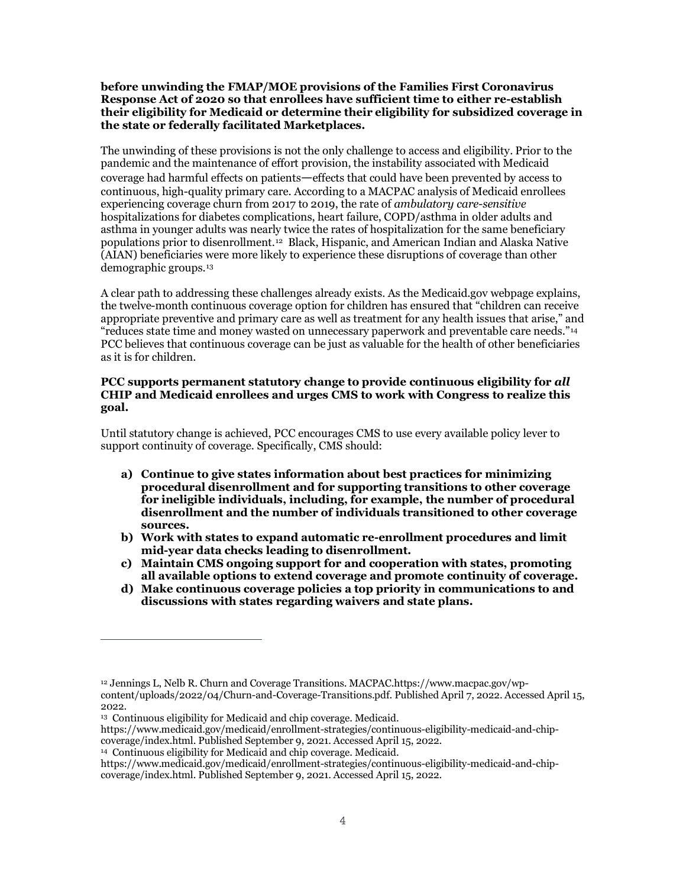**before unwinding the FMAP/MOE provisions of the Families First Coronavirus Response Act of 2020 so that enrollees have sufficient time to either re-establish their eligibility for Medicaid or determine their eligibility for subsidized coverage in the state or federally facilitated Marketplaces.**

The unwinding of these provisions is not the only challenge to access and eligibility. Prior to the pandemic and the maintenance of effort provision, the instability associated with Medicaid coverage had harmful effects on patients—effects that could have been prevented by access to continuous, high-quality primary care. According to a MACPAC analysis of Medicaid enrollees experiencing coverage churn from 2017 to 2019, the rate of *ambulatory care-sensitive* hospitalizations for diabetes complications, heart failure, COPD/asthma in older adults and asthma in younger adults was nearly twice the rates of hospitalization for the same beneficiary populations prior to disenrollment.[12] Black, Hispanic, and American Indian and Alaska Native (AIAN) beneficiaries were more likely to experience these disruptions of coverage than other demographic groups.[13]

A clear path to addressing these challenges already exists. As the Medicaid.gov webpage explains, the twelve-month continuous coverage option for children has ensured that "children can receive appropriate preventive and primary care as well as treatment for any health issues that arise," and "reduces state time and money wasted on unnecessary paperwork and preventable care needs."[14] PCC believes that continuous coverage can be just as valuable for the health of other beneficiaries as it is for children.

**PCC supports permanent statutory change to provide continuous eligibility for *all* CHIP and Medicaid enrollees and urges CMS to work with Congress to realize this goal.**

Until statutory change is achieved, PCC encourages CMS to use every available policy lever to support continuity of coverage. Specifically, CMS should:

- **a) Continue to give states information about best practices for minimizing procedural disenrollment and for supporting transitions to other coverage for ineligible individuals, including, for example, the number of procedural disenrollment and the number of individuals transitioned to other coverage sources.**
- **b) Work with states to expand automatic re-enrollment procedures and limit mid-year data checks leading to disenrollment.**
- **c) Maintain CMS ongoing support for and cooperation with states, promoting all available options to extend coverage and promote continuity of coverage.**
- **d) Make continuous coverage policies a top priority in communications to and discussions with states regarding waivers and state plans.**

---

[12] Jennings L, Nelb R. Churn and Coverage Transitions. MACPAC.https://www.macpac.gov/wp-content/uploads/2022/04/Churn-and-Coverage-Transitions.pdf. Published April 7, 2022. Accessed April 15, 2022.

[13] Continuous eligibility for Medicaid and chip coverage. Medicaid. https://www.medicaid.gov/medicaid/enrollment-strategies/continuous-eligibility-medicaid-and-chip-coverage/index.html. Published September 9, 2021. Accessed April 15, 2022.

[14] Continuous eligibility for Medicaid and chip coverage. Medicaid. https://www.medicaid.gov/medicaid/enrollment-strategies/continuous-eligibility-medicaid-and-chip-coverage/index.html. Published September 9, 2021. Accessed April 15, 2022.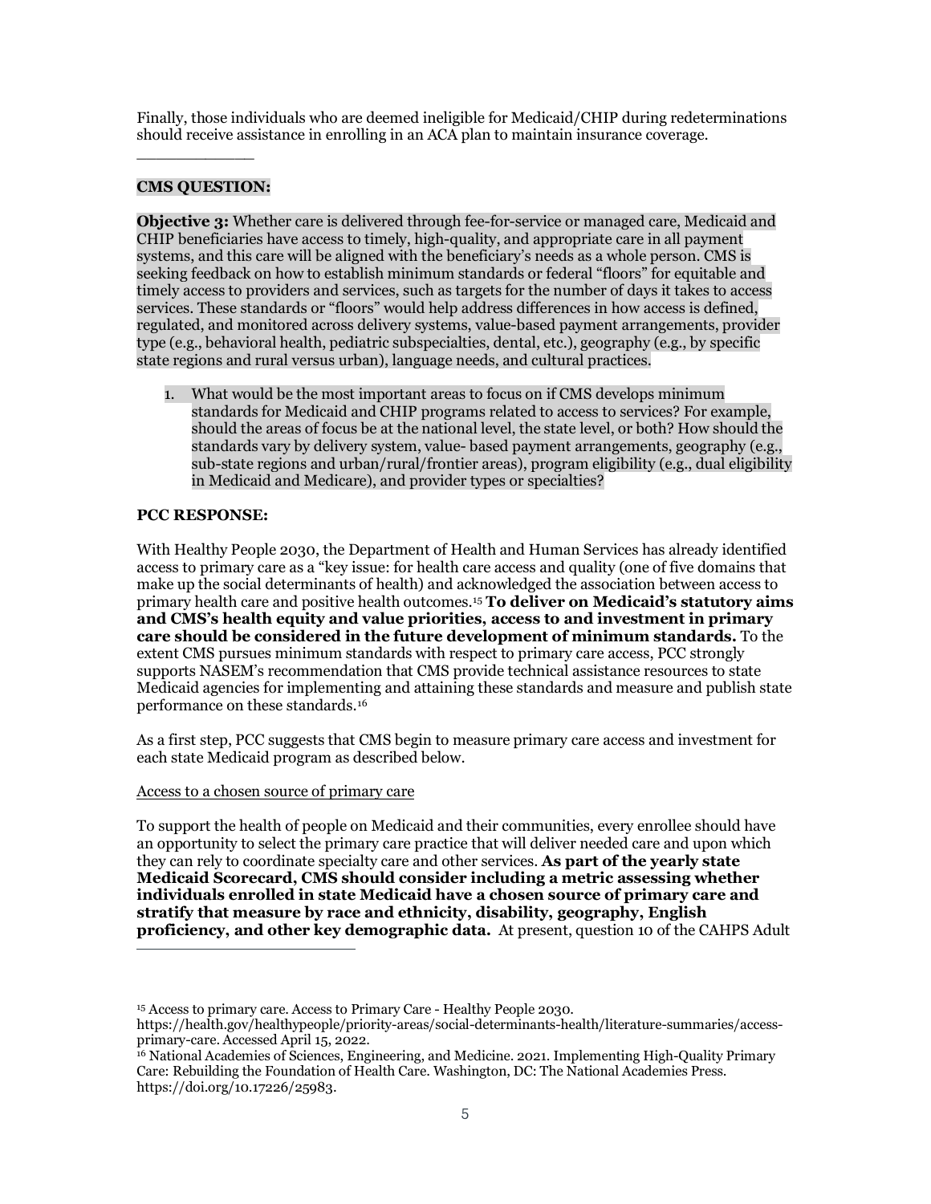Finally, those individuals who are deemed ineligible for Medicaid/CHIP during redeterminations should receive assistance in enrolling in an ACA plan to maintain insurance coverage.

\_\_\_\_\_\_\_\_\_\_\_\_

**CMS QUESTION:**

**Objective 3:** Whether care is delivered through fee-for-service or managed care, Medicaid and CHIP beneficiaries have access to timely, high-quality, and appropriate care in all payment systems, and this care will be aligned with the beneficiary's needs as a whole person. CMS is seeking feedback on how to establish minimum standards or federal "floors" for equitable and timely access to providers and services, such as targets for the number of days it takes to access services. These standards or "floors" would help address differences in how access is defined, regulated, and monitored across delivery systems, value-based payment arrangements, provider type (e.g., behavioral health, pediatric subspecialties, dental, etc.), geography (e.g., by specific state regions and rural versus urban), language needs, and cultural practices.

1. What would be the most important areas to focus on if CMS develops minimum standards for Medicaid and CHIP programs related to access to services? For example, should the areas of focus be at the national level, the state level, or both? How should the standards vary by delivery system, value- based payment arrangements, geography (e.g., sub-state regions and urban/rural/frontier areas), program eligibility (e.g., dual eligibility in Medicaid and Medicare), and provider types or specialties?

**PCC RESPONSE:**

With Healthy People 2030, the Department of Health and Human Services has already identified access to primary care as a "key issue: for health care access and quality (one of five domains that make up the social determinants of health) and acknowledged the association between access to primary health care and positive health outcomes.[15] **To deliver on Medicaid's statutory aims and CMS's health equity and value priorities, access to and investment in primary care should be considered in the future development of minimum standards.** To the extent CMS pursues minimum standards with respect to primary care access, PCC strongly supports NASEM's recommendation that CMS provide technical assistance resources to state Medicaid agencies for implementing and attaining these standards and measure and publish state performance on these standards.[16]

As a first step, PCC suggests that CMS begin to measure primary care access and investment for each state Medicaid program as described below.

Access to a chosen source of primary care

To support the health of people on Medicaid and their communities, every enrollee should have an opportunity to select the primary care practice that will deliver needed care and upon which they can rely to coordinate specialty care and other services. **As part of the yearly state Medicaid Scorecard, CMS should consider including a metric assessing whether individuals enrolled in state Medicaid have a chosen source of primary care and stratify that measure by race and ethnicity, disability, geography, English proficiency, and other key demographic data.** At present, question 10 of the CAHPS Adult

---

[15] Access to primary care. Access to Primary Care - Healthy People 2030. https://health.gov/healthypeople/priority-areas/social-determinants-health/literature-summaries/access-primary-care. Accessed April 15, 2022.

[16] National Academies of Sciences, Engineering, and Medicine. 2021. Implementing High-Quality Primary Care: Rebuilding the Foundation of Health Care. Washington, DC: The National Academies Press. https://doi.org/10.17226/25983.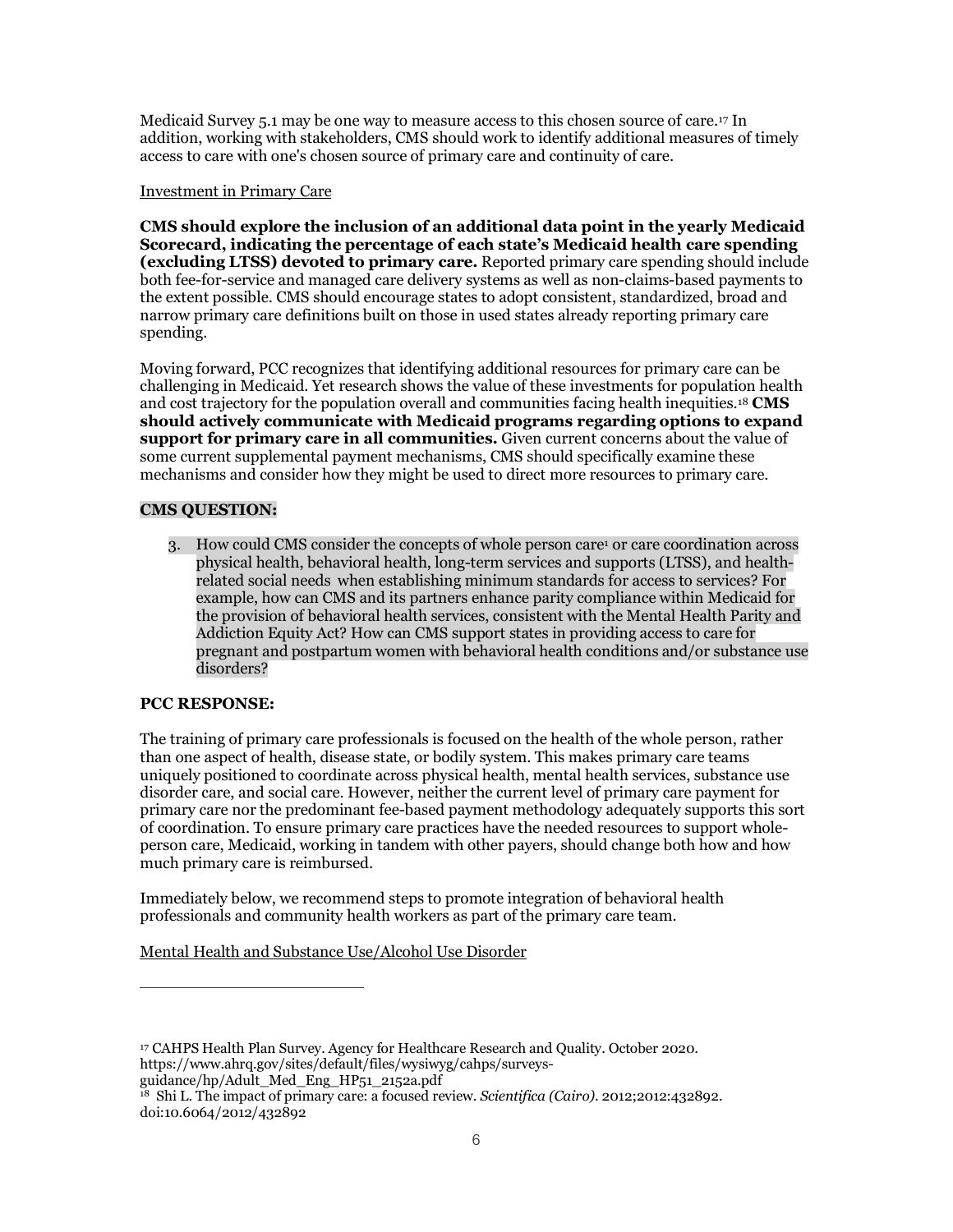Medicaid Survey 5.1 may be one way to measure access to this chosen source of care.[17] In addition, working with stakeholders, CMS should work to identify additional measures of timely access to care with one's chosen source of primary care and continuity of care.

Investment in Primary Care

**CMS should explore the inclusion of an additional data point in the yearly Medicaid Scorecard, indicating the percentage of each state's Medicaid health care spending (excluding LTSS) devoted to primary care.** Reported primary care spending should include both fee-for-service and managed care delivery systems as well as non-claims-based payments to the extent possible. CMS should encourage states to adopt consistent, standardized, broad and narrow primary care definitions built on those in used states already reporting primary care spending.

Moving forward, PCC recognizes that identifying additional resources for primary care can be challenging in Medicaid. Yet research shows the value of these investments for population health and cost trajectory for the population overall and communities facing health inequities.[18] **CMS should actively communicate with Medicaid programs regarding options to expand support for primary care in all communities.** Given current concerns about the value of some current supplemental payment mechanisms, CMS should specifically examine these mechanisms and consider how they might be used to direct more resources to primary care.

**CMS QUESTION:**

3. How could CMS consider the concepts of whole person care[1] or care coordination across physical health, behavioral health, long-term services and supports (LTSS), and health-related social needs when establishing minimum standards for access to services? For example, how can CMS and its partners enhance parity compliance within Medicaid for the provision of behavioral health services, consistent with the Mental Health Parity and Addiction Equity Act? How can CMS support states in providing access to care for pregnant and postpartum women with behavioral health conditions and/or substance use disorders?

**PCC RESPONSE:**

The training of primary care professionals is focused on the health of the whole person, rather than one aspect of health, disease state, or bodily system. This makes primary care teams uniquely positioned to coordinate across physical health, mental health services, substance use disorder care, and social care. However, neither the current level of primary care payment for primary care nor the predominant fee-based payment methodology adequately supports this sort of coordination. To ensure primary care practices have the needed resources to support whole-person care, Medicaid, working in tandem with other payers, should change both how and how much primary care is reimbursed.

Immediately below, we recommend steps to promote integration of behavioral health professionals and community health workers as part of the primary care team.

Mental Health and Substance Use/Alcohol Use Disorder

---

[17] CAHPS Health Plan Survey. Agency for Healthcare Research and Quality. October 2020. https://www.ahrq.gov/sites/default/files/wysiwyg/cahps/surveys-guidance/hp/Adult_Med_Eng_HP51_2152a.pdf

[18] Shi L. The impact of primary care: a focused review. *Scientifica (Cairo)*. 2012;2012:432892. doi:10.6064/2012/432892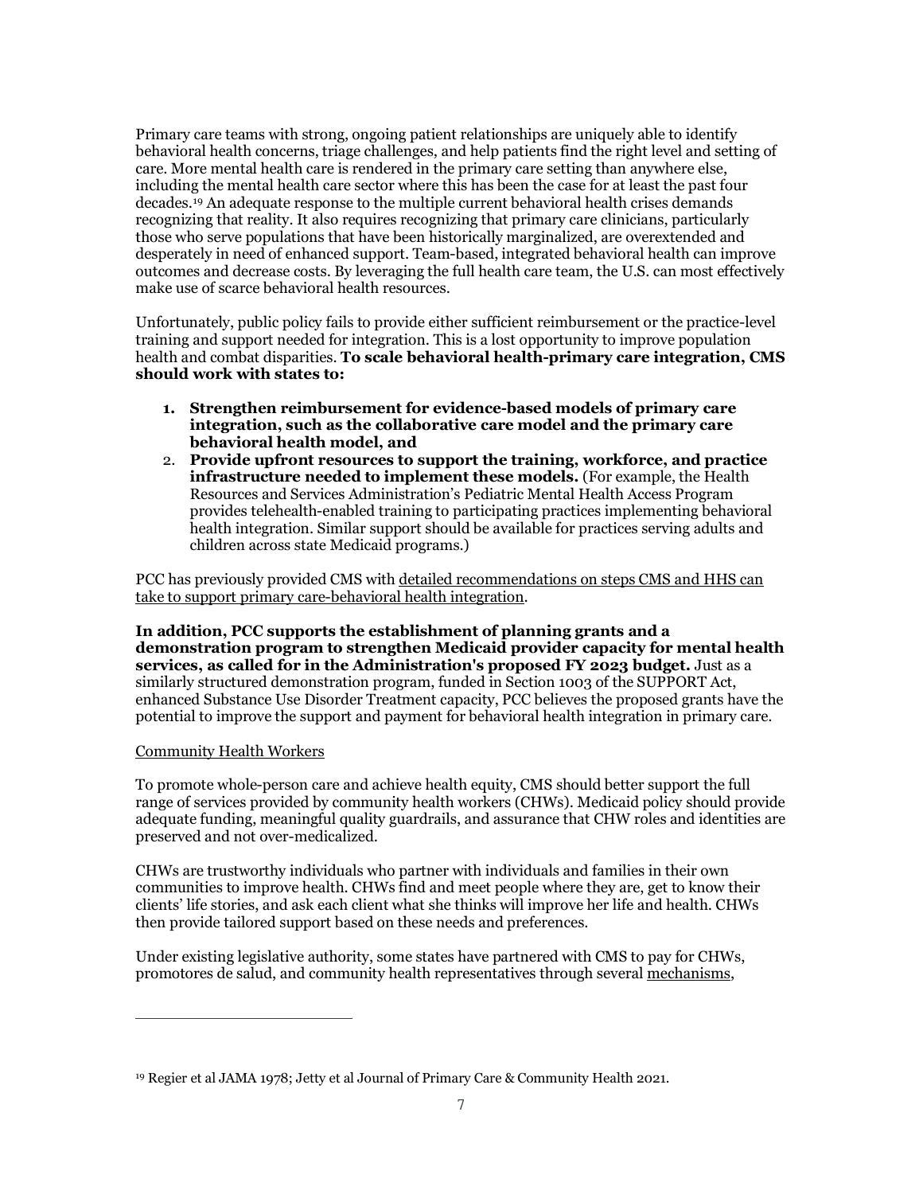Primary care teams with strong, ongoing patient relationships are uniquely able to identify behavioral health concerns, triage challenges, and help patients find the right level and setting of care. More mental health care is rendered in the primary care setting than anywhere else, including the mental health care sector where this has been the case for at least the past four decades.[19] An adequate response to the multiple current behavioral health crises demands recognizing that reality. It also requires recognizing that primary care clinicians, particularly those who serve populations that have been historically marginalized, are overextended and desperately in need of enhanced support. Team-based, integrated behavioral health can improve outcomes and decrease costs. By leveraging the full health care team, the U.S. can most effectively make use of scarce behavioral health resources.

Unfortunately, public policy fails to provide either sufficient reimbursement or the practice-level training and support needed for integration. This is a lost opportunity to improve population health and combat disparities. **To scale behavioral health-primary care integration, CMS should work with states to:**

1. **Strengthen reimbursement for evidence-based models of primary care integration, such as the collaborative care model and the primary care behavioral health model, and**
2. **Provide upfront resources to support the training, workforce, and practice infrastructure needed to implement these models.** (For example, the Health Resources and Services Administration's Pediatric Mental Health Access Program provides telehealth-enabled training to participating practices implementing behavioral health integration. Similar support should be available for practices serving adults and children across state Medicaid programs.)

PCC has previously provided CMS with detailed recommendations on steps CMS and HHS can take to support primary care-behavioral health integration.

**In addition, PCC supports the establishment of planning grants and a demonstration program to strengthen Medicaid provider capacity for mental health services, as called for in the Administration's proposed FY 2023 budget.** Just as a similarly structured demonstration program, funded in Section 1003 of the SUPPORT Act, enhanced Substance Use Disorder Treatment capacity, PCC believes the proposed grants have the potential to improve the support and payment for behavioral health integration in primary care.

Community Health Workers

To promote whole-person care and achieve health equity, CMS should better support the full range of services provided by community health workers (CHWs). Medicaid policy should provide adequate funding, meaningful quality guardrails, and assurance that CHW roles and identities are preserved and not over-medicalized.

CHWs are trustworthy individuals who partner with individuals and families in their own communities to improve health. CHWs find and meet people where they are, get to know their clients' life stories, and ask each client what she thinks will improve her life and health. CHWs then provide tailored support based on these needs and preferences.

Under existing legislative authority, some states have partnered with CMS to pay for CHWs, promotores de salud, and community health representatives through several mechanisms,

[19] Regier et al JAMA 1978; Jetty et al Journal of Primary Care & Community Health 2021.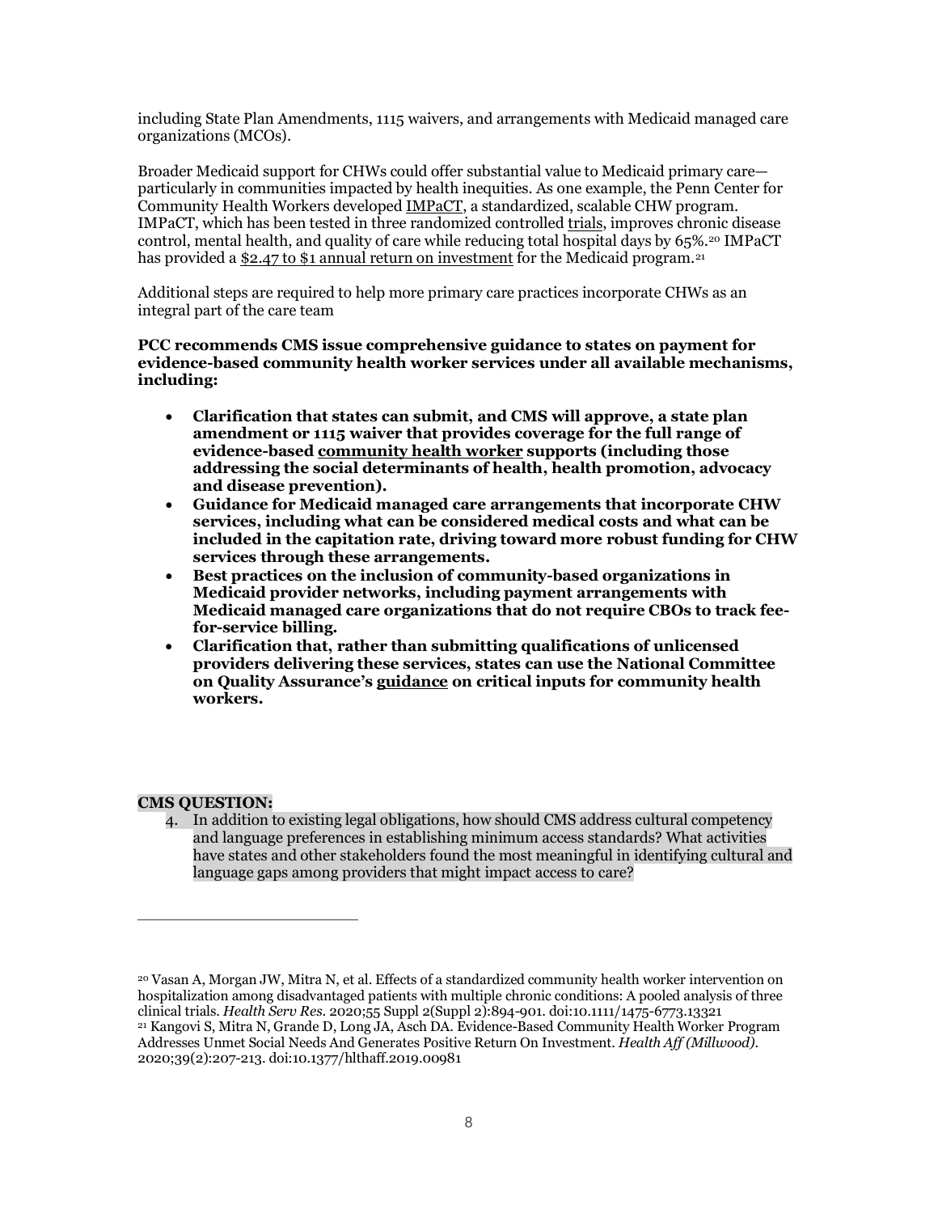including State Plan Amendments, 1115 waivers, and arrangements with Medicaid managed care organizations (MCOs).

Broader Medicaid support for CHWs could offer substantial value to Medicaid primary care—particularly in communities impacted by health inequities. As one example, the Penn Center for Community Health Workers developed IMPaCT, a standardized, scalable CHW program. IMPaCT, which has been tested in three randomized controlled trials, improves chronic disease control, mental health, and quality of care while reducing total hospital days by 65%.[20] IMPaCT has provided a $2.47 to $1 annual return on investment for the Medicaid program.[21]

Additional steps are required to help more primary care practices incorporate CHWs as an integral part of the care team

**PCC recommends CMS issue comprehensive guidance to states on payment for evidence-based community health worker services under all available mechanisms, including:**

- **Clarification that states can submit, and CMS will approve, a state plan amendment or 1115 waiver that provides coverage for the full range of evidence-based community health worker supports (including those addressing the social determinants of health, health promotion, advocacy and disease prevention).**
- **Guidance for Medicaid managed care arrangements that incorporate CHW services, including what can be considered medical costs and what can be included in the capitation rate, driving toward more robust funding for CHW services through these arrangements.**
- **Best practices on the inclusion of community-based organizations in Medicaid provider networks, including payment arrangements with Medicaid managed care organizations that do not require CBOs to track fee-for-service billing.**
- **Clarification that, rather than submitting qualifications of unlicensed providers delivering these services, states can use the National Committee on Quality Assurance's guidance on critical inputs for community health workers.**

**CMS QUESTION:**

4. In addition to existing legal obligations, how should CMS address cultural competency and language preferences in establishing minimum access standards? What activities have states and other stakeholders found the most meaningful in identifying cultural and language gaps among providers that might impact access to care?

---

[20] Vasan A, Morgan JW, Mitra N, et al. Effects of a standardized community health worker intervention on hospitalization among disadvantaged patients with multiple chronic conditions: A pooled analysis of three clinical trials. *Health Serv Res*. 2020;55 Suppl 2(Suppl 2):894-901. doi:10.1111/1475-6773.13321

[21] Kangovi S, Mitra N, Grande D, Long JA, Asch DA. Evidence-Based Community Health Worker Program Addresses Unmet Social Needs And Generates Positive Return On Investment. *Health Aff (Millwood)*. 2020;39(2):207-213. doi:10.1377/hlthaff.2019.00981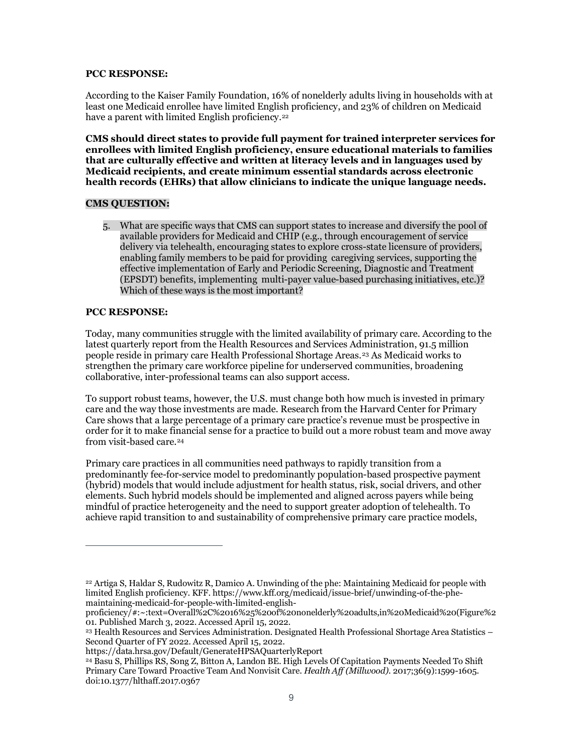**PCC RESPONSE:**

According to the Kaiser Family Foundation, 16% of nonelderly adults living in households with at least one Medicaid enrollee have limited English proficiency, and 23% of children on Medicaid have a parent with limited English proficiency.[22]

**CMS should direct states to provide full payment for trained interpreter services for enrollees with limited English proficiency, ensure educational materials to families that are culturally effective and written at literacy levels and in languages used by Medicaid recipients, and create minimum essential standards across electronic health records (EHRs) that allow clinicians to indicate the unique language needs.**

**CMS QUESTION:**

5. What are specific ways that CMS can support states to increase and diversify the pool of available providers for Medicaid and CHIP (e.g., through encouragement of service delivery via telehealth, encouraging states to explore cross-state licensure of providers, enabling family members to be paid for providing caregiving services, supporting the effective implementation of Early and Periodic Screening, Diagnostic and Treatment (EPSDT) benefits, implementing multi-payer value-based purchasing initiatives, etc.)? Which of these ways is the most important?

**PCC RESPONSE:**

Today, many communities struggle with the limited availability of primary care. According to the latest quarterly report from the Health Resources and Services Administration, 91.5 million people reside in primary care Health Professional Shortage Areas.[23] As Medicaid works to strengthen the primary care workforce pipeline for underserved communities, broadening collaborative, inter-professional teams can also support access.

To support robust teams, however, the U.S. must change both how much is invested in primary care and the way those investments are made. Research from the Harvard Center for Primary Care shows that a large percentage of a primary care practice's revenue must be prospective in order for it to make financial sense for a practice to build out a more robust team and move away from visit-based care.[24]

Primary care practices in all communities need pathways to rapidly transition from a predominantly fee-for-service model to predominantly population-based prospective payment (hybrid) models that would include adjustment for health status, risk, social drivers, and other elements. Such hybrid models should be implemented and aligned across payers while being mindful of practice heterogeneity and the need to support greater adoption of telehealth. To achieve rapid transition to and sustainability of comprehensive primary care practice models,

---

[22] Artiga S, Haldar S, Rudowitz R, Damico A. Unwinding of the phe: Maintaining Medicaid for people with limited English proficiency. KFF. https://www.kff.org/medicaid/issue-brief/unwinding-of-the-phe-maintaining-medicaid-for-people-with-limited-english-proficiency/#:~:text=Overall%2C%2016%25%20of%20nonelderly%20adults,in%20Medicaid%20(Figure%201. Published March 3, 2022. Accessed April 15, 2022.

[23] Health Resources and Services Administration. Designated Health Professional Shortage Area Statistics – Second Quarter of FY 2022. Accessed April 15, 2022. https://data.hrsa.gov/Default/GenerateHPSAQuarterlyReport

[24] Basu S, Phillips RS, Song Z, Bitton A, Landon BE. High Levels Of Capitation Payments Needed To Shift Primary Care Toward Proactive Team And Nonvisit Care. *Health Aff (Millwood).* 2017;36(9):1599-1605. doi:10.1377/hlthaff.2017.0367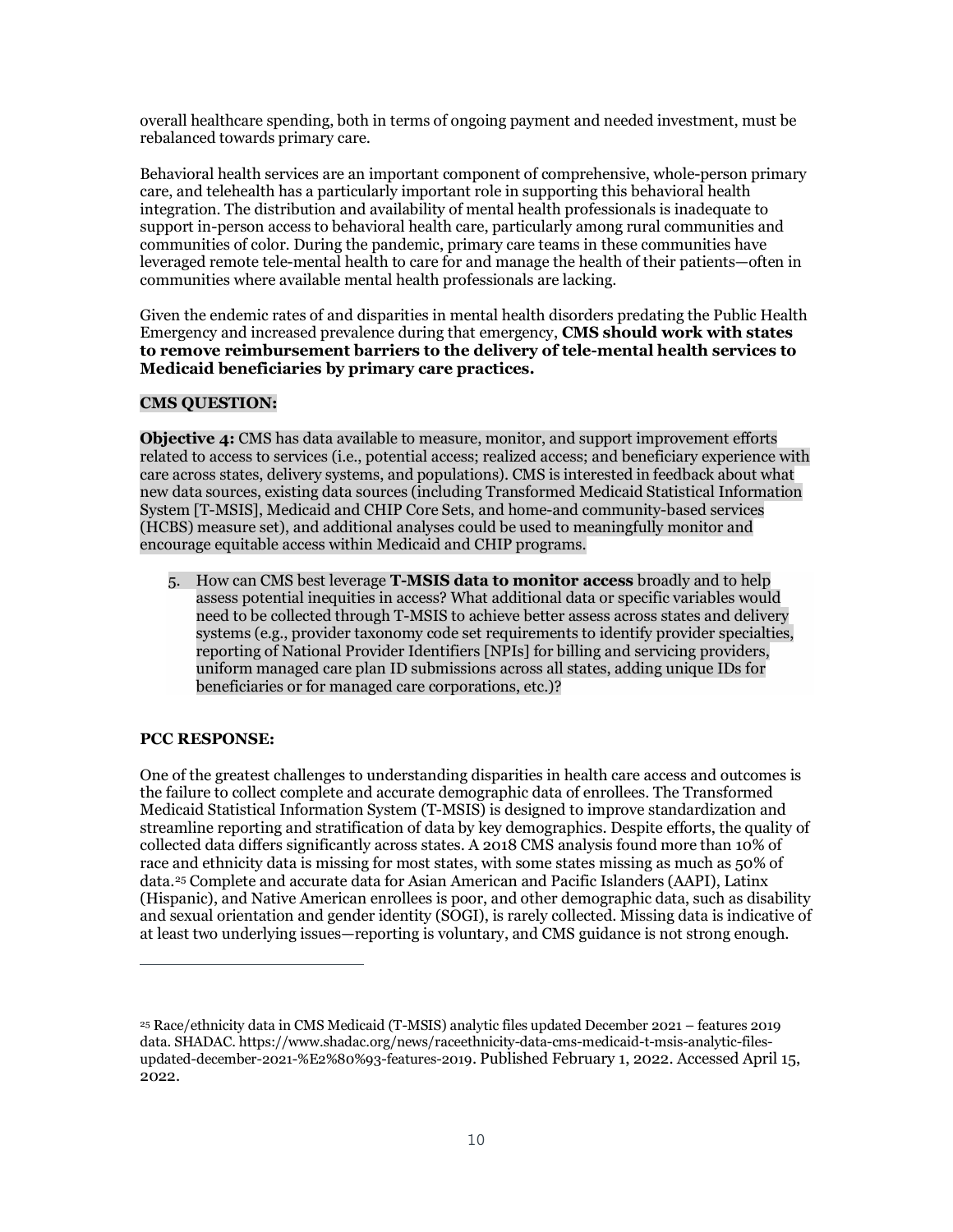overall healthcare spending, both in terms of ongoing payment and needed investment, must be rebalanced towards primary care.

Behavioral health services are an important component of comprehensive, whole-person primary care, and telehealth has a particularly important role in supporting this behavioral health integration. The distribution and availability of mental health professionals is inadequate to support in-person access to behavioral health care, particularly among rural communities and communities of color. During the pandemic, primary care teams in these communities have leveraged remote tele-mental health to care for and manage the health of their patients—often in communities where available mental health professionals are lacking.

Given the endemic rates of and disparities in mental health disorders predating the Public Health Emergency and increased prevalence during that emergency, **CMS should work with states to remove reimbursement barriers to the delivery of tele-mental health services to Medicaid beneficiaries by primary care practices.**

**CMS QUESTION:**

**Objective 4:** CMS has data available to measure, monitor, and support improvement efforts related to access to services (i.e., potential access; realized access; and beneficiary experience with care across states, delivery systems, and populations). CMS is interested in feedback about what new data sources, existing data sources (including Transformed Medicaid Statistical Information System [T-MSIS], Medicaid and CHIP Core Sets, and home-and community-based services (HCBS) measure set), and additional analyses could be used to meaningfully monitor and encourage equitable access within Medicaid and CHIP programs.

5. How can CMS best leverage **T-MSIS data to monitor access** broadly and to help assess potential inequities in access? What additional data or specific variables would need to be collected through T-MSIS to achieve better assess across states and delivery systems (e.g., provider taxonomy code set requirements to identify provider specialties, reporting of National Provider Identifiers [NPIs] for billing and servicing providers, uniform managed care plan ID submissions across all states, adding unique IDs for beneficiaries or for managed care corporations, etc.)?

**PCC RESPONSE:**

One of the greatest challenges to understanding disparities in health care access and outcomes is the failure to collect complete and accurate demographic data of enrollees. The Transformed Medicaid Statistical Information System (T-MSIS) is designed to improve standardization and streamline reporting and stratification of data by key demographics. Despite efforts, the quality of collected data differs significantly across states. A 2018 CMS analysis found more than 10% of race and ethnicity data is missing for most states, with some states missing as much as 50% of data.[25] Complete and accurate data for Asian American and Pacific Islanders (AAPI), Latinx (Hispanic), and Native American enrollees is poor, and other demographic data, such as disability and sexual orientation and gender identity (SOGI), is rarely collected. Missing data is indicative of at least two underlying issues—reporting is voluntary, and CMS guidance is not strong enough.

---

[25] Race/ethnicity data in CMS Medicaid (T-MSIS) analytic files updated December 2021 – features 2019 data. SHADAC. https://www.shadac.org/news/raceethnicity-data-cms-medicaid-t-msis-analytic-files-updated-december-2021-%E2%80%93-features-2019. Published February 1, 2022. Accessed April 15, 2022.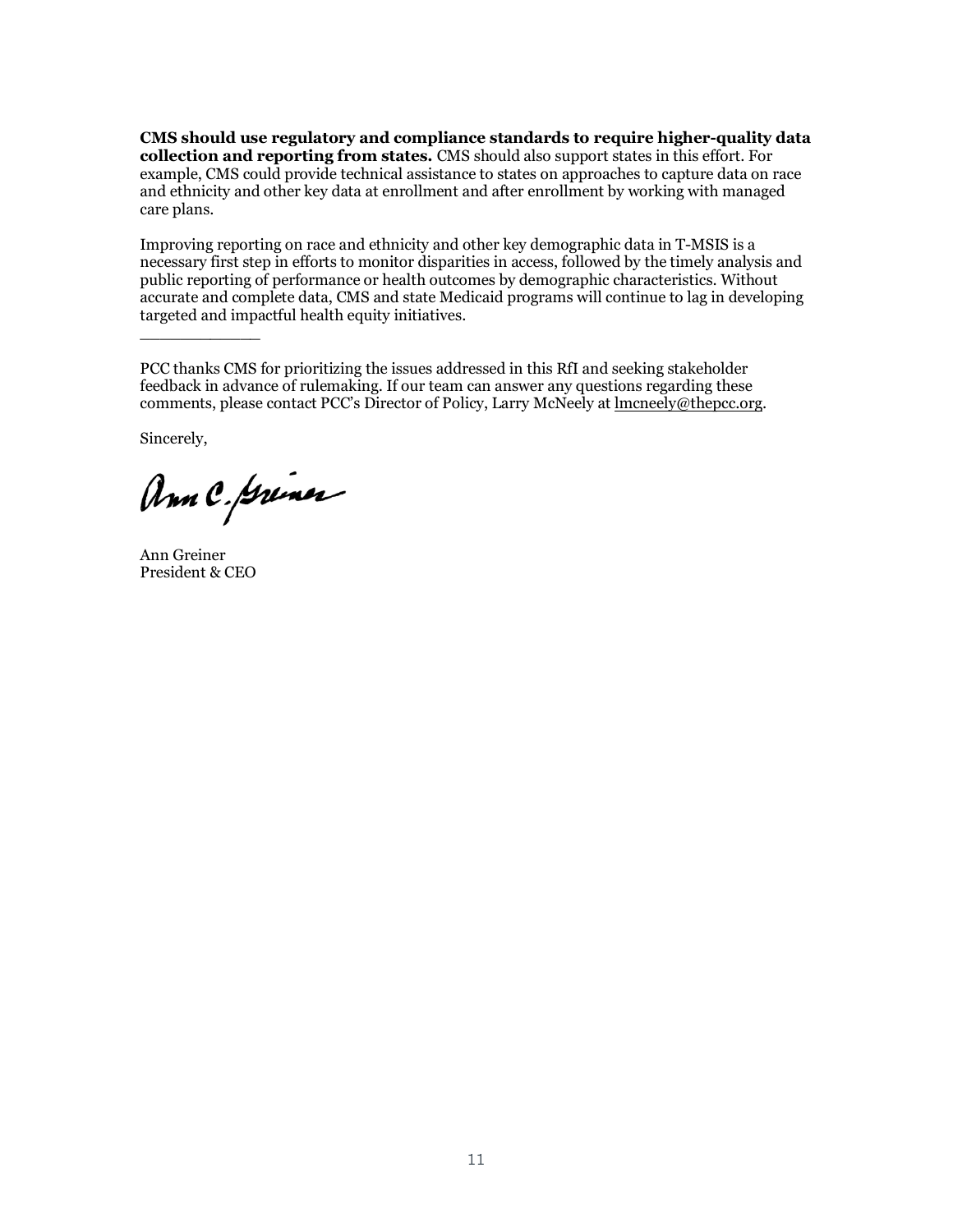**CMS should use regulatory and compliance standards to require higher-quality data collection and reporting from states.** CMS should also support states in this effort. For example, CMS could provide technical assistance to states on approaches to capture data on race and ethnicity and other key data at enrollment and after enrollment by working with managed care plans.

Improving reporting on race and ethnicity and other key demographic data in T-MSIS is a necessary first step in efforts to monitor disparities in access, followed by the timely analysis and public reporting of performance or health outcomes by demographic characteristics. Without accurate and complete data, CMS and state Medicaid programs will continue to lag in developing targeted and impactful health equity initiatives.

\_\_\_\_\_\_\_\_\_\_\_\_

PCC thanks CMS for prioritizing the issues addressed in this RfI and seeking stakeholder feedback in advance of rulemaking. If our team can answer any questions regarding these comments, please contact PCC's Director of Policy, Larry McNeely at lmcneely@thepcc.org.

Sincerely,

Ann C. Greiner

Ann Greiner
President & CEO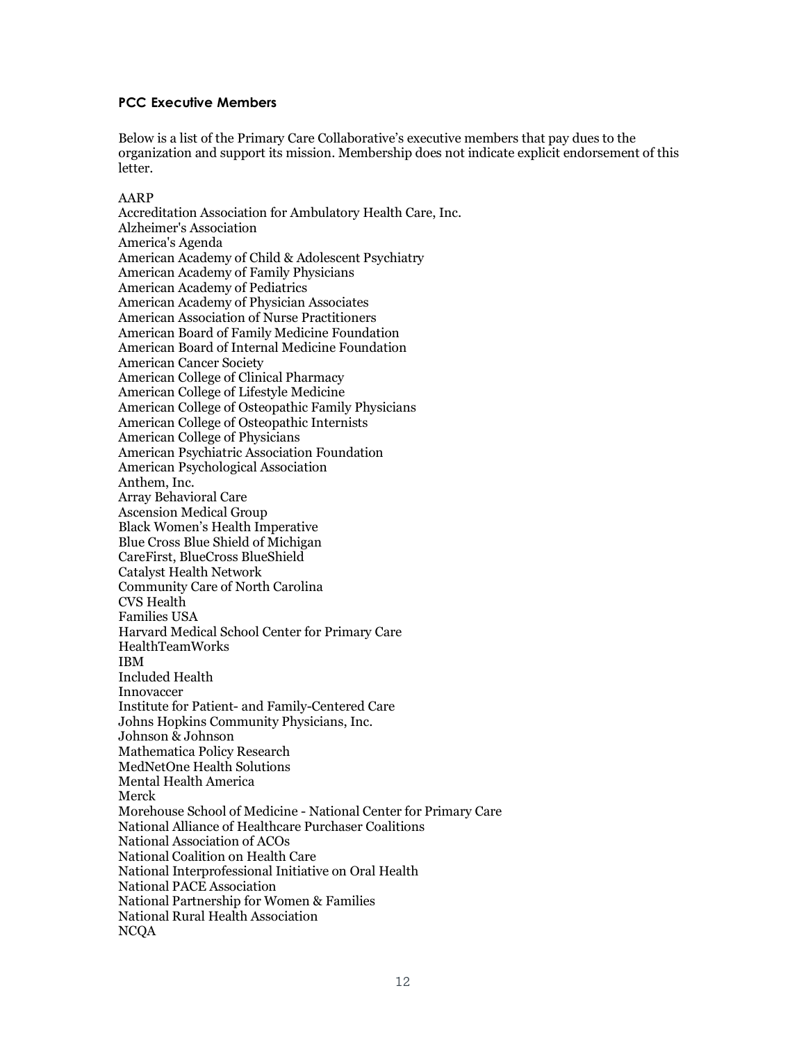### PCC Executive Members

Below is a list of the Primary Care Collaborative's executive members that pay dues to the organization and support its mission. Membership does not indicate explicit endorsement of this letter.

AARP
Accreditation Association for Ambulatory Health Care, Inc.
Alzheimer's Association
America's Agenda
American Academy of Child & Adolescent Psychiatry
American Academy of Family Physicians
American Academy of Pediatrics
American Academy of Physician Associates
American Association of Nurse Practitioners
American Board of Family Medicine Foundation
American Board of Internal Medicine Foundation
American Cancer Society
American College of Clinical Pharmacy
American College of Lifestyle Medicine
American College of Osteopathic Family Physicians
American College of Osteopathic Internists
American College of Physicians
American Psychiatric Association Foundation
American Psychological Association
Anthem, Inc.
Array Behavioral Care
Ascension Medical Group
Black Women's Health Imperative
Blue Cross Blue Shield of Michigan
CareFirst, BlueCross BlueShield
Catalyst Health Network
Community Care of North Carolina
CVS Health
Families USA
Harvard Medical School Center for Primary Care
HealthTeamWorks
IBM
Included Health
Innovaccer
Institute for Patient- and Family-Centered Care
Johns Hopkins Community Physicians, Inc.
Johnson & Johnson
Mathematica Policy Research
MedNetOne Health Solutions
Mental Health America
Merck
Morehouse School of Medicine - National Center for Primary Care
National Alliance of Healthcare Purchaser Coalitions
National Association of ACOs
National Coalition on Health Care
National Interprofessional Initiative on Oral Health
National PACE Association
National Partnership for Women & Families
National Rural Health Association
NCQA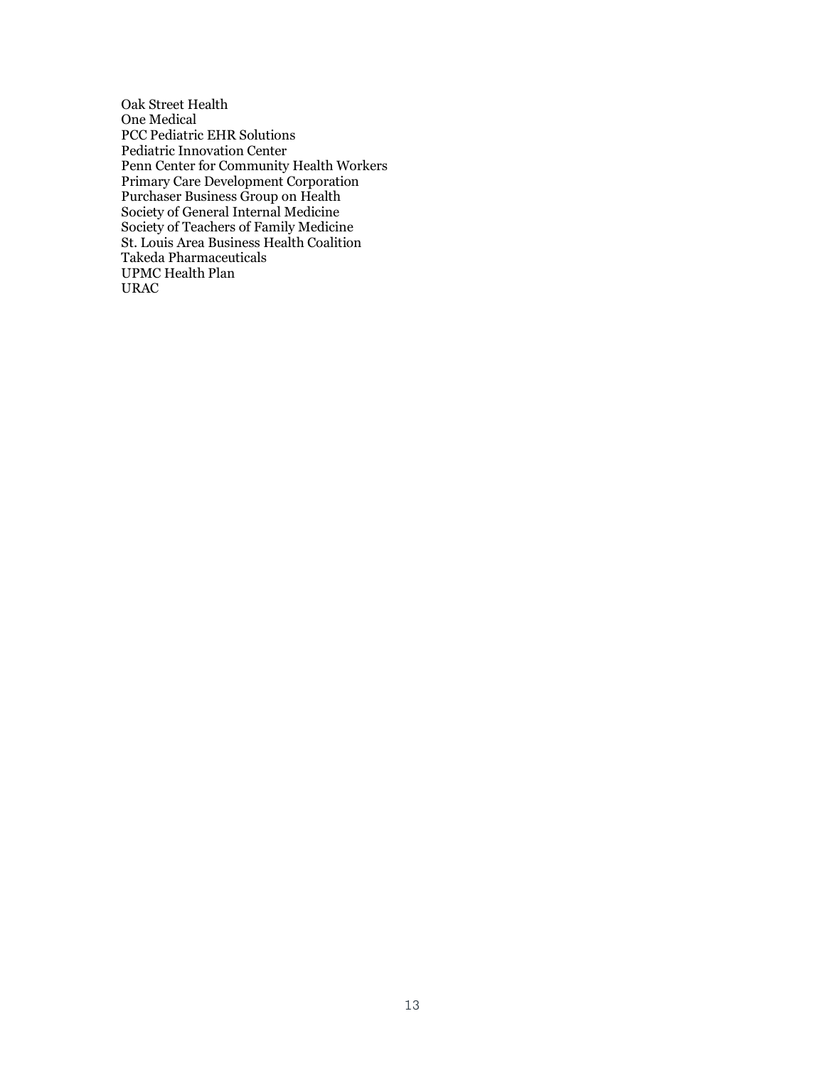Oak Street Health
One Medical
PCC Pediatric EHR Solutions
Pediatric Innovation Center
Penn Center for Community Health Workers
Primary Care Development Corporation
Purchaser Business Group on Health
Society of General Internal Medicine
Society of Teachers of Family Medicine
St. Louis Area Business Health Coalition
Takeda Pharmaceuticals
UPMC Health Plan
URAC